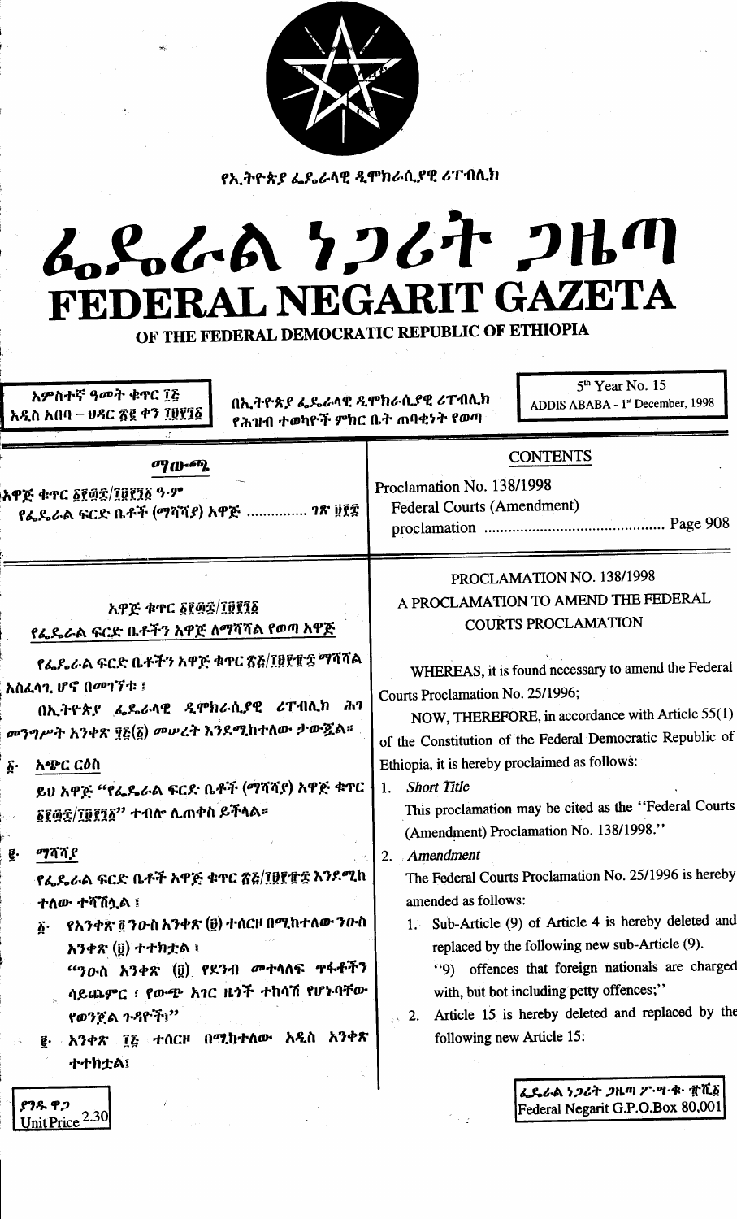የኢትዮጵያ ፌዴራላዊ ዲሞክራሲያዊ ሪፐብሊክ

# ፌዴራል ነጋሪት ጋዜጣ
# FEDERAL NEGARIT GAZETA
## OF THE FEDERAL DEMOCRATIC REPUBLIC OF ETHIOPIA

| አምስተኛ ዓመት ቁጥር ፲፭ አዲስ አበባ – ህዳር ፳፪ ቀን ፲፱፻፺፩ | በኢትዮጵያ ፌዴራላዊ ዲሞክራሲያዊ ሪፐብሊክ የሕዝብ ተወካዮች ምክር ቤት ጠባቂነት የወጣ | 5th Year No. 15 ADDIS ABABA - 1st December, 1998 |
|---|---|---|

| ማውጫ | CONTENTS |
|---|---|
| አዋጅ ቁጥር ፩፻፴፰/፲፱፻፺፩ ዓ.ም የፌዴራል ፍርድ ቤቶች (ማሻሻያ) አዋጅ ............... ገጽ ፱፻፰ | Proclamation No. 138/1998 Federal Courts (Amendment) proclamation ............................................ Page 908 |

### አዋጅ ቁጥር ፩፻፴፰/፲፱፻፺፩
### የፌዴራል ፍርድ ቤቶችን አዋጅ ለማሻሻል የወጣ አዋጅ

የፌዴራል ፍርድ ቤቶችን አዋጅ ቁጥር ፳፭/፲፱፻፹፰ ማሻሻል አስፈላጊ ሆኖ በመገኘቱ፤

በኢትዮጵያ ፌዴራላዊ ዲሞክራሲያዊ ሪፐብሊክ ሕገ መንግሥት አንቀጽ ፶፭(፩) መሠረት እንደሚከተለው ታውጇል።

**፩· አጭር ርዕስ**

ይህ አዋጅ "የፌዴራል ፍርድ ቤቶች (ማሻሻያ) አዋጅ ቁጥር ፩፻፴፰/፲፱፻፺፩" ተብሎ ሊጠቀስ ይችላል።

**፪· ማሻሻያ**

የፌዴራል ፍርድ ቤቶች አዋጅ ቁጥር ፳፭/፲፱፻፹፰ እንደሚከተለው ተሻሽሏል ፤

፩· የአንቀጽ ፬ ንዑስ አንቀጽ (፱) ተሰርዞ በሚከተለው ንዑስ አንቀጽ (፱) ተተክቷል ፤

"ንዑስ አንቀጽ (፱) የደንብ መተላለፍ ጥፋቶችን ሳይጨምር ፤ የውጭ አገር ዜጎች ተከሳሽ የሆኑባቸው የወንጀል ጉዳዮች፤"

፪· አንቀጽ ፲፭ ተሰርዞ በሚከተለው አዲስ አንቀጽ ተተክቷል፤

### PROCLAMATION NO. 138/1998
### A PROCLAMATION TO AMEND THE FEDERAL COURTS PROCLAMATION

WHEREAS, it is found necessary to amend the Federal Courts Proclamation No. 25/1996;

NOW, THEREFORE, in accordance with Article 55(1) of the Constitution of the Federal Democratic Republic of Ethiopia, it is hereby proclaimed as follows:

1. *Short Title*

   This proclamation may be cited as the "Federal Courts (Amendment) Proclamation No. 138/1998."

2. *Amendment*

   The Federal Courts Proclamation No. 25/1996 is hereby amended as follows:

   1. Sub-Article (9) of Article 4 is hereby deleted and replaced by the following new sub-Article (9).

      "9) offences that foreign nationals are charged with, but bot including petty offences;"

   2. Article 15 is hereby deleted and replaced by the following new Article 15:

ያንዱ ዋጋ Unit Price 2.30

ፌዴራል ነጋሪት ጋዜጣ ፖ·ሣ·ቁ· ፹ሺ፩ Federal Negarit G.P.O.Box 80,001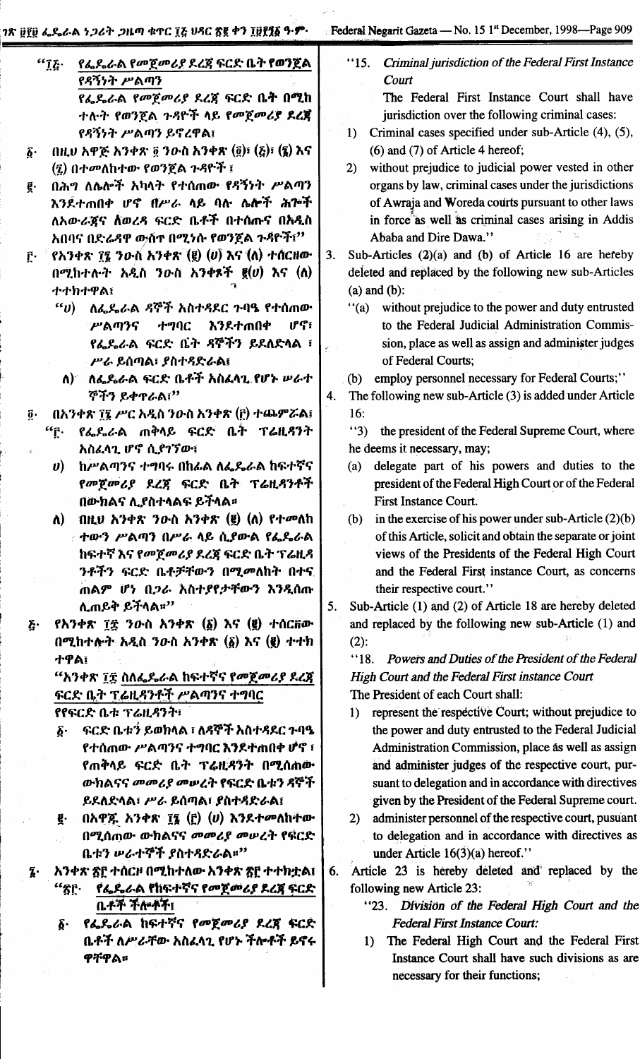"፲፭· የፌዴራል የመጀመሪያ ደረጃ ፍርድ ቤት የወንጀል የዳኝነት ሥልጣን

የፌዴራል የመጀመሪያ ደረጃ ፍርድ ቤት በሚከተሉት የወንጀል ጉዳዮች ላይ የመጀመሪያ ደረጃ የዳኝነት ሥልጣን ይኖረዋል፤

፩· በዚህ አዋጅ አንቀጽ ፬ ንዑስ አንቀጽ (፬)፣ (፭)፣ (፮) እና (፯) በተመለከተው የወንጀል ጉዳዮች ፤

፪· በሕግ ለሌሎች አካላት የተሰጠው የዳኝነት ሥልጣን እንደተጠበቀ ሆኖ በሥራ ላይ ባሉ ሌሎች ሕጎች ለአውራጃና ለወረዳ ፍርድ ቤቶች በተሰጡና በአዲስ አበባና በድሬዳዋ ውስጥ በሚነሱ የወንጀል ጉዳዮች፤"

፫· የአንቀጽ ፲፮ ንዑስ አንቀጽ (፪) (ሀ) እና (ለ) ተሰርዘው በሚከተሉት አዲስ ንዑስ አንቀጾች ፪(ሀ) እና (ለ) ተተክተዋል፤

"ሀ) ለፌዴራል ዳኞች አስተዳደር ጉባዔ የተሰጠው ሥልጣንና ተግባር እንደተጠበቀ ሆኖ፣ የፌዴራል ፍርድ ቤት ዳኞችን ይደለድላል ፣ ሥራ ይሰጣል፣ ያስተዳድራል፤

ለ) ለፌዴራል ፍርድ ቤቶች አስፈላጊ የሆኑ ሠራተኞችን ይቀጥራል፤"

፬· በአንቀጽ ፲፮ ሥር አዲስ ንዑስ አንቀጽ (፫) ተጨምሯል፤

"፫· የፌዴራል ጠቅላይ ፍርድ ቤት ፕሬዚዳንት አስፈላጊ ሆኖ ሲያገኘው፡

ሀ) ከሥልጣንና ተግባሩ በከፊል ለፌዴራል ከፍተኛና የመጀመሪያ ደረጃ ፍርድ ቤት ፕሬዚዳንቶች በውክልና ሊያስተላልፍ ይችላል።

ለ) በዚሁ አንቀጽ ንዑስ አንቀጽ (፪) (ለ) የተመለከተውን ሥልጣን በሥራ ላይ ሲያውል የፌዴራል ከፍተኛ እና የመጀመሪያ ደረጃ ፍርድ ቤት ፕሬዚዳንቶችን ፍርድ ቤቶቻቸውን በሚመለከት በተናጠልም ሆነ በጋራ አስተያየታቸውን እንዲሰጡ ሊጠይቅ ይችላል።"

፭· የአንቀጽ ፲፰ ንዑስ አንቀጽ (፩) እና (፪) ተሰርዘው በሚከተሉት አዲስ ንዑስ አንቀጽ (፩) እና (፪) ተተክተዋል፤

"አንቀጽ ፲፰ ስለፌዴራል ከፍተኛና የመጀመሪያ ደረጃ ፍርድ ቤት ፕሬዚዳንቶች ሥልጣንና ተግባር

የየፍርድ ቤቱ ፕሬዚዳንት፣

፩· ፍርድ ቤቱን ይወክላል ፤ ለዳኞች አስተዳደር ጉባዔ የተሰጠው ሥልጣንና ተግባር እንደተጠበቀ ሆኖ ፤ የጠቅላይ ፍርድ ቤት ፕሬዚዳንት በሚሰጠው ውክልናና መመሪያ መሠረት የፍርድ ቤቱን ዳኞች ይደለድላል፣ ሥራ ይሰጣል፣ ያስተዳድራል፤

፪· በአዋጁ አንቀጽ ፲፮ (፫) (ሀ) እንደተመለከተው በሚሰጠው ውክልናና መመሪያ መሠረት የፍርድ ቤቱን ሠራተኞች ያስተዳድራል።"

፮· አንቀጽ ፳፫ ተሰርዞ በሚከተለው አንቀጽ ፳፫ ተተክቷል፤

"፳፫· የፌዴራል የከፍተኛና የመጀመሪያ ደረጃ ፍርድ ቤቶች ችሎቶች፤

፩· የፌዴራል ከፍተኛና የመጀመሪያ ደረጃ ፍርድ ቤቶች ለሥራቸው አስፈላጊ የሆኑ ችሎቶች ይኖሩዋቸዋል።

"15. *Criminal jurisdiction of the Federal First Instance Court*

The Federal First Instance Court shall have jurisdiction over the following criminal cases:

1) Criminal cases specified under sub-Article (4), (5), (6) and (7) of Article 4 hereof;
2) without prejudice to judicial power vested in other organs by law, criminal cases under the jurisdictions of Awraja and Woreda courts pursuant to other laws in force as well as criminal cases arising in Addis Ababa and Dire Dawa."

3. Sub-Articles (2)(a) and (b) of Article 16 are hereby deleted and replaced by the following new sub-Articles (a) and (b):

"(a) without prejudice to the power and duty entrusted to the Federal Judicial Administration Commission, place as well as assign and administer judges of Federal Courts;

(b) employ personnel necessary for Federal Courts;"

4. The following new sub-Article (3) is added under Article 16:

"3) the president of the Federal Supreme Court, where he deems it necessary, may;

(a) delegate part of his powers and duties to the president of the Federal High Court or of the Federal First Instance Court.

(b) in the exercise of his power under sub-Article (2)(b) of this Article, solicit and obtain the separate or joint views of the Presidents of the Federal High Court and the Federal First instance Court, as concerns their respective court."

5. Sub-Article (1) and (2) of Article 18 are hereby deleted and replaced by the following new sub-Article (1) and (2):

"18. *Powers and Duties of the President of the Federal High Court and the Federal First instance Court*

The President of each Court shall:

1) represent the respective Court; without prejudice to the power and duty entrusted to the Federal Judicial Administration Commission, place as well as assign and administer judges of the respective court, pursuant to delegation and in accordance with directives given by the President of the Federal Supreme court.
2) administer personnel of the respective court, pusuant to delegation and in accordance with directives as under Article 16(3)(a) hereof."

6. Article 23 is hereby deleted and replaced by the following new Article 23:

"23. *Division of the Federal High Court and the Federal First Instance Court:*

1) The Federal High Court and the Federal First Instance Court shall have such divisions as are necessary for their functions;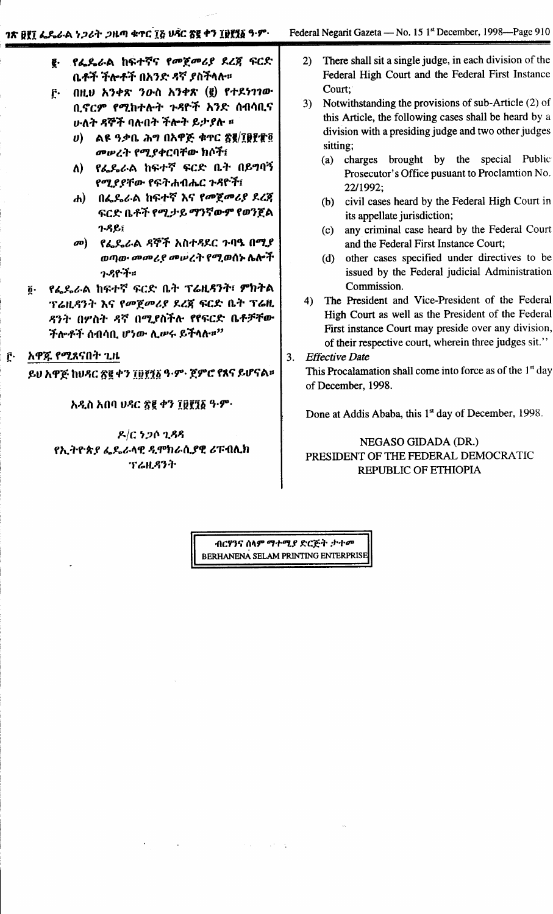፪· የፌዴራል ከፍተኛና የመጀመሪያ ደረጃ ፍርድ ቤቶች ችሎቶች በአንድ ዳኛ ያስችላሉ።

፫· በዚህ አንቀጽ ንዑስ አንቀጽ (፪) የተደነገገው ቢኖርም የሚከተሉት ጉዳዮች አንድ ሰብሳቢና ሁለት ዳኞች ባሉበት ችሎት ይታያሉ ።

ሀ) ልዩ ዓቃቤ ሕግ በአዋጅ ቁጥር ፳፪/፲፱፻፹፬ መሠረት የሚያቀርባቸው ክሶች፣

ለ) የፌዴራል ከፍተኛ ፍርድ ቤት በይግባኝ የሚያያቸው የፍትሐብሔር ጉዳዮች፣

ሐ) በፌዴራል ከፍተኛ እና የመጀመሪያ ደረጃ ፍርድ ቤቶች የሚታይ ማንኛውም የወንጀል ጉዳይ፣

መ) የፌዴራል ዳኞች አስተዳደር ጉባዔ በሚያ ወጣው መመሪያ መሠረት የሚወሰኑ ሌሎች ጉዳዮች።

፬· የፌዴራል ከፍተኛ ፍርድ ቤት ፕሬዚዳንት፣ ምክትል ፕሬዚዳንት እና የመጀመሪያ ደረጃ ፍርድ ቤት ፕሬዚ ዳንት በሦስት ዳኛ በሚያስችሉ የየፍርድ ቤቶቻቸው ችሎቶች ሰብሳቢ ሆነው ሊሠሩ ይችላሉ።”

፫· አዋጁ የሚጸናበት ጊዜ

ይህ አዋጅ ከህዳር ፳፪ ቀን ፲፱፻፺፩ ዓ·ም· ጀምሮ የጸና ይሆናል።

አዲስ አበባ ህዳር ፳፪ ቀን ፲፱፻፺፩ ዓ·ም·

ዶ/ር ነጋሶ ጊዳዳ
የኢትዮጵያ ፌዴራላዊ ዲሞክራሲያዊ ሪፐብሊክ ፕሬዚዳንት

2) There shall sit a single judge, in each division of the Federal High Court and the Federal First Instance Court;

3) Notwithstanding the provisions of sub-Article (2) of this Article, the following cases shall be heard by a division with a presiding judge and two other judges sitting;

(a) charges brought by the special Public Prosecutor's Office pusuant to Proclamtion No. 22/1992;

(b) civil cases heard by the Federal High Court in its appellate jurisdiction;

(c) any criminal case heard by the Federal Court and the Federal First Instance Court;

(d) other cases specified under directives to be issued by the Federal judicial Administration Commission.

4) The President and Vice-President of the Federal High Court as well as the President of the Federal First instance Court may preside over any division, of their respective court, wherein three judges sit.''

3. *Effective Date*

This Procalamation shall come into force as of the 1st day of December, 1998.

Done at Addis Ababa, this 1st day of December, 1998.

NEGASO GIDADA (DR.)
PRESIDENT OF THE FEDERAL DEMOCRATIC REPUBLIC OF ETHIOPIA

ብርሃንና ሰላም ማተሚያ ድርጅት ታተመ
BERHANENA SELAM PRINTING ENTERPRISE